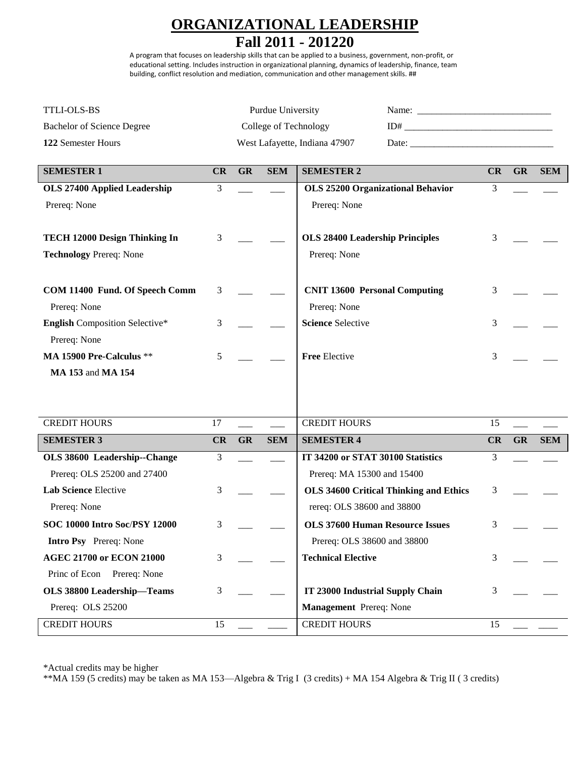# ORGANIZATIONAL LEADERSHIP

## Fall 2011 - 201220

A program that focuses on leadership skills that can be applied to a business, government, non-profit, or educational setting. Includes instruction in organizational planning, dynamics of leadership, finance, team building, conflict resolution and mediation, communication and other management skills. ##

| | | |
|---|---|---|
| TTLI-OLS-BS | Purdue University | Name: ____________________________ |
| Bachelor of Science Degree | College of Technology | ID# _______________________________ |
| **122** Semester Hours | West Lafayette, Indiana 47907 | Date: ______________________________ |

| SEMESTER 1 | CR | GR | SEM | SEMESTER 2 | CR | GR | SEM |
|---|---|---|---|---|---|---|---|
| **OLS 27400 Applied Leadership** Prereq: None | 3 | ___ | ___ | **OLS 25200 Organizational Behavior** Prereq: None | 3 | ___ | ___ |
| **TECH 12000 Design Thinking In Technology** Prereq: None | 3 | ___ | ___ | **OLS 28400 Leadership Principles** Prereq: None | 3 | ___ | ___ |
| **COM 11400 Fund. Of Speech Comm** Prereq: None | 3 | ___ | ___ | **CNIT 13600 Personal Computing** Prereq: None | 3 | ___ | ___ |
| **English** Composition Selective* Prereq: None | 3 | ___ | ___ | **Science** Selective | 3 | ___ | ___ |
| **MA 15900 Pre-Calculus** ** **MA 153** and **MA 154** | 5 | ___ | ___ | **Free** Elective | 3 | ___ | ___ |
| CREDIT HOURS | 17 | ___ | ___ | CREDIT HOURS | 15 | ___ | ___ |

| SEMESTER 3 | CR | GR | SEM | SEMESTER 4 | CR | GR | SEM |
|---|---|---|---|---|---|---|---|
| **OLS 38600 Leadership--Change** Prereq: OLS 25200 and 27400 | 3 | ___ | ___ | **IT 34200 or STAT 30100 Statistics** Prereq: MA 15300 and 15400 | 3 | ___ | ___ |
| **Lab Science** Elective Prereq: None | 3 | ___ | ___ | **OLS 34600 Critical Thinking and Ethics** rereq: OLS 38600 and 38800 | 3 | ___ | ___ |
| **SOC 10000 Intro Soc/PSY 12000 Intro Psy** Prereq: None | 3 | ___ | ___ | **OLS 37600 Human Resource Issues** Prereq: OLS 38600 and 38800 | 3 | ___ | ___ |
| **AGEC 21700 or ECON 21000** Princ of Econ Prereq: None | 3 | ___ | ___ | **Technical Elective** | 3 | ___ | ___ |
| **OLS 38800 Leadership—Teams** Prereq: OLS 25200 | 3 | ___ | ___ | **IT 23000 Industrial Supply Chain Management** Prereq: None | 3 | ___ | ___ |
| CREDIT HOURS | 15 | ___ | ____ | CREDIT HOURS | 15 | ___ | ____ |

*Actual credits may be higher

**MA 159 (5 credits) may be taken as MA 153—Algebra & Trig I (3 credits) + MA 154 Algebra & Trig II ( 3 credits)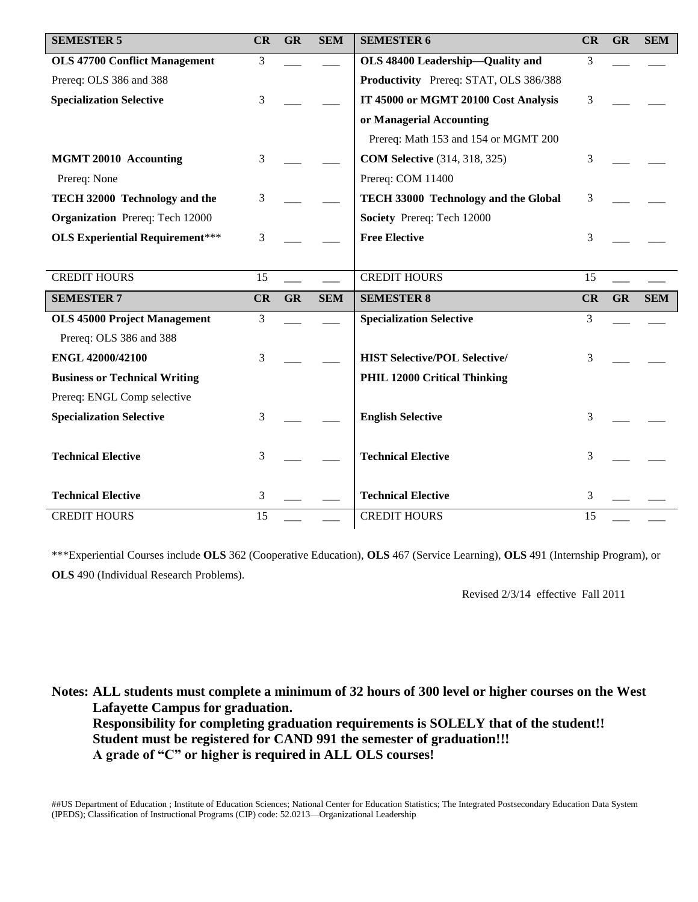| SEMESTER 5 | CR | GR | SEM | SEMESTER 6 | CR | GR | SEM |
|---|---|---|---|---|---|---|---|
| **OLS 47700 Conflict Management** Prereq: OLS 386 and 388 | 3 | ___ | ___ | **OLS 48400 Leadership—Quality and Productivity** Prereq: STAT, OLS 386/388 | 3 | ___ | ___ |
| **Specialization Selective** | 3 | ___ | ___ | **IT 45000 or MGMT 20100 Cost Analysis or Managerial Accounting** Prereq: Math 153 and 154 or MGMT 200 | 3 | ___ | ___ |
| **MGMT 20010 Accounting** Prereq: None | 3 | ___ | ___ | **COM Selective** (314, 318, 325) Prereq: COM 11400 | 3 | ___ | ___ |
| **TECH 32000 Technology and the Organization** Prereq: Tech 12000 | 3 | ___ | ___ | **TECH 33000 Technology and the Global Society** Prereq: Tech 12000 | 3 | ___ | ___ |
| **OLS Experiential Requirement***** | 3 | ___ | ___ | **Free Elective** | 3 | ___ | ___ |
| CREDIT HOURS | 15 | ___ | ___ | CREDIT HOURS | 15 | ___ | ___ |
| **SEMESTER 7** | **CR** | **GR** | **SEM** | **SEMESTER 8** | **CR** | **GR** | **SEM** |
| **OLS 45000 Project Management** Prereq: OLS 386 and 388 | 3 | ___ | ___ | **Specialization Selective** | 3 | ___ | ___ |
| **ENGL 42000/42100 Business or Technical Writing** Prereq: ENGL Comp selective | 3 | ___ | ___ | **HIST Selective/POL Selective/ PHIL 12000 Critical Thinking** | 3 | ___ | ___ |
| **Specialization Selective** | 3 | ___ | ___ | **English Selective** | 3 | ___ | ___ |
| **Technical Elective** | 3 | ___ | ___ | **Technical Elective** | 3 | ___ | ___ |
| **Technical Elective** | 3 | ___ | ___ | **Technical Elective** | 3 | ___ | ___ |
| CREDIT HOURS | 15 | ___ | ___ | CREDIT HOURS | 15 | ___ | ___ |

***Experiential Courses include **OLS** 362 (Cooperative Education), **OLS** 467 (Service Learning), **OLS** 491 (Internship Program), or **OLS** 490 (Individual Research Problems).

Revised 2/3/14 effective Fall 2011

**Notes: ALL students must complete a minimum of 32 hours of 300 level or higher courses on the West Lafayette Campus for graduation.**
**Responsibility for completing graduation requirements is SOLELY that of the student!!**
**Student must be registered for CAND 991 the semester of graduation!!!**
**A grade of "C" or higher is required in ALL OLS courses!**

##US Department of Education ; Institute of Education Sciences; National Center for Education Statistics; The Integrated Postsecondary Education Data System (IPEDS); Classification of Instructional Programs (CIP) code: 52.0213—Organizational Leadership